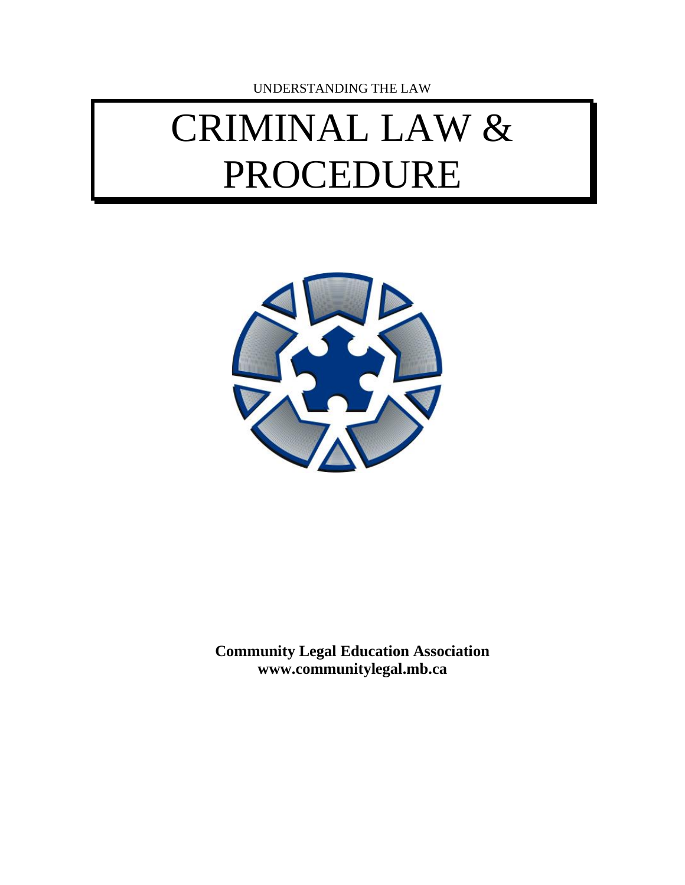UNDERSTANDING THE LAW

# CRIMINAL LAW & PROCEDURE

**Community Legal Education Association**
**www.communitylegal.mb.ca**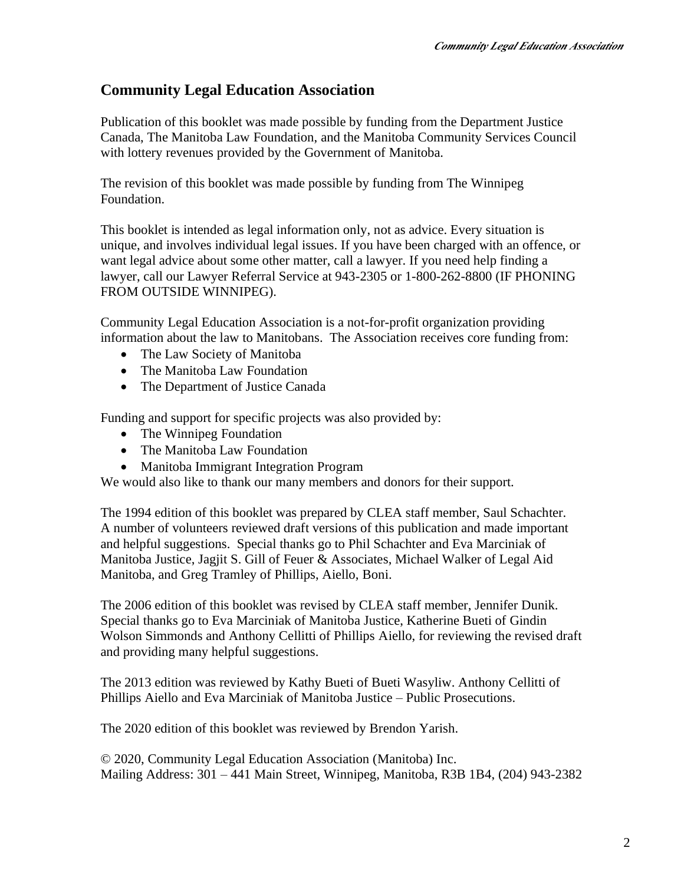## Community Legal Education Association

Publication of this booklet was made possible by funding from the Department Justice Canada, The Manitoba Law Foundation, and the Manitoba Community Services Council with lottery revenues provided by the Government of Manitoba.

The revision of this booklet was made possible by funding from The Winnipeg Foundation.

This booklet is intended as legal information only, not as advice. Every situation is unique, and involves individual legal issues. If you have been charged with an offence, or want legal advice about some other matter, call a lawyer. If you need help finding a lawyer, call our Lawyer Referral Service at 943-2305 or 1-800-262-8800 (IF PHONING FROM OUTSIDE WINNIPEG).

Community Legal Education Association is a not-for-profit organization providing information about the law to Manitobans. The Association receives core funding from:

- The Law Society of Manitoba
- The Manitoba Law Foundation
- The Department of Justice Canada

Funding and support for specific projects was also provided by:

- The Winnipeg Foundation
- The Manitoba Law Foundation
- Manitoba Immigrant Integration Program

We would also like to thank our many members and donors for their support.

The 1994 edition of this booklet was prepared by CLEA staff member, Saul Schachter. A number of volunteers reviewed draft versions of this publication and made important and helpful suggestions. Special thanks go to Phil Schachter and Eva Marciniak of Manitoba Justice, Jagjit S. Gill of Feuer & Associates, Michael Walker of Legal Aid Manitoba, and Greg Tramley of Phillips, Aiello, Boni.

The 2006 edition of this booklet was revised by CLEA staff member, Jennifer Dunik. Special thanks go to Eva Marciniak of Manitoba Justice, Katherine Bueti of Gindin Wolson Simmonds and Anthony Cellitti of Phillips Aiello, for reviewing the revised draft and providing many helpful suggestions.

The 2013 edition was reviewed by Kathy Bueti of Bueti Wasyliw. Anthony Cellitti of Phillips Aiello and Eva Marciniak of Manitoba Justice – Public Prosecutions.

The 2020 edition of this booklet was reviewed by Brendon Yarish.

© 2020, Community Legal Education Association (Manitoba) Inc.
Mailing Address: 301 – 441 Main Street, Winnipeg, Manitoba, R3B 1B4, (204) 943-2382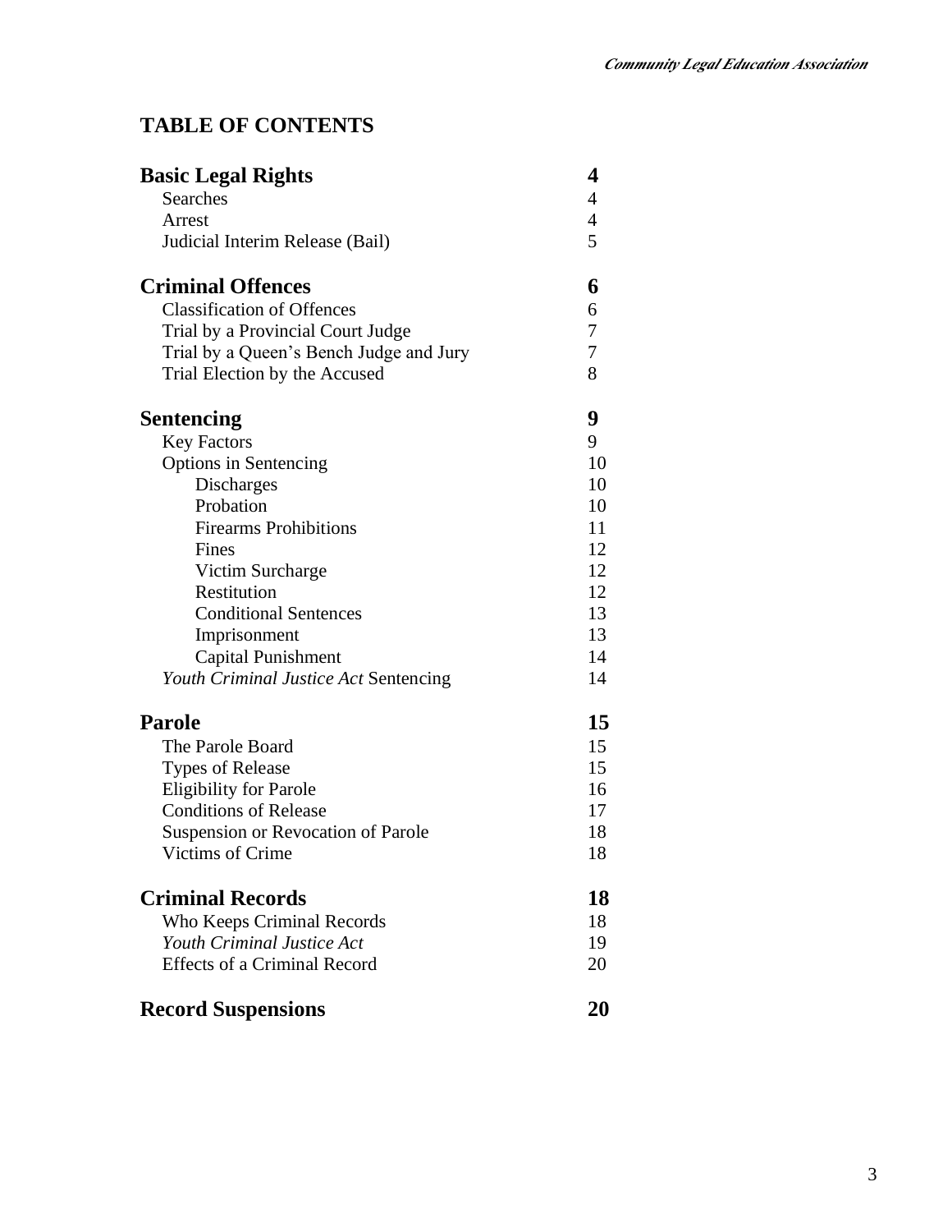## TABLE OF CONTENTS

| | |
|---|---|
| **Basic Legal Rights** | **4** |
| Searches | 4 |
| Arrest | 4 |
| Judicial Interim Release (Bail) | 5 |
| **Criminal Offences** | **6** |
| Classification of Offences | 6 |
| Trial by a Provincial Court Judge | 7 |
| Trial by a Queen's Bench Judge and Jury | 7 |
| Trial Election by the Accused | 8 |
| **Sentencing** | **9** |
| Key Factors | 9 |
| Options in Sentencing | 10 |
| Discharges | 10 |
| Probation | 10 |
| Firearms Prohibitions | 11 |
| Fines | 12 |
| Victim Surcharge | 12 |
| Restitution | 12 |
| Conditional Sentences | 13 |
| Imprisonment | 13 |
| Capital Punishment | 14 |
| *Youth Criminal Justice Act* Sentencing | 14 |
| **Parole** | **15** |
| The Parole Board | 15 |
| Types of Release | 15 |
| Eligibility for Parole | 16 |
| Conditions of Release | 17 |
| Suspension or Revocation of Parole | 18 |
| Victims of Crime | 18 |
| **Criminal Records** | **18** |
| Who Keeps Criminal Records | 18 |
| *Youth Criminal Justice Act* | 19 |
| Effects of a Criminal Record | 20 |
| **Record Suspensions** | **20** |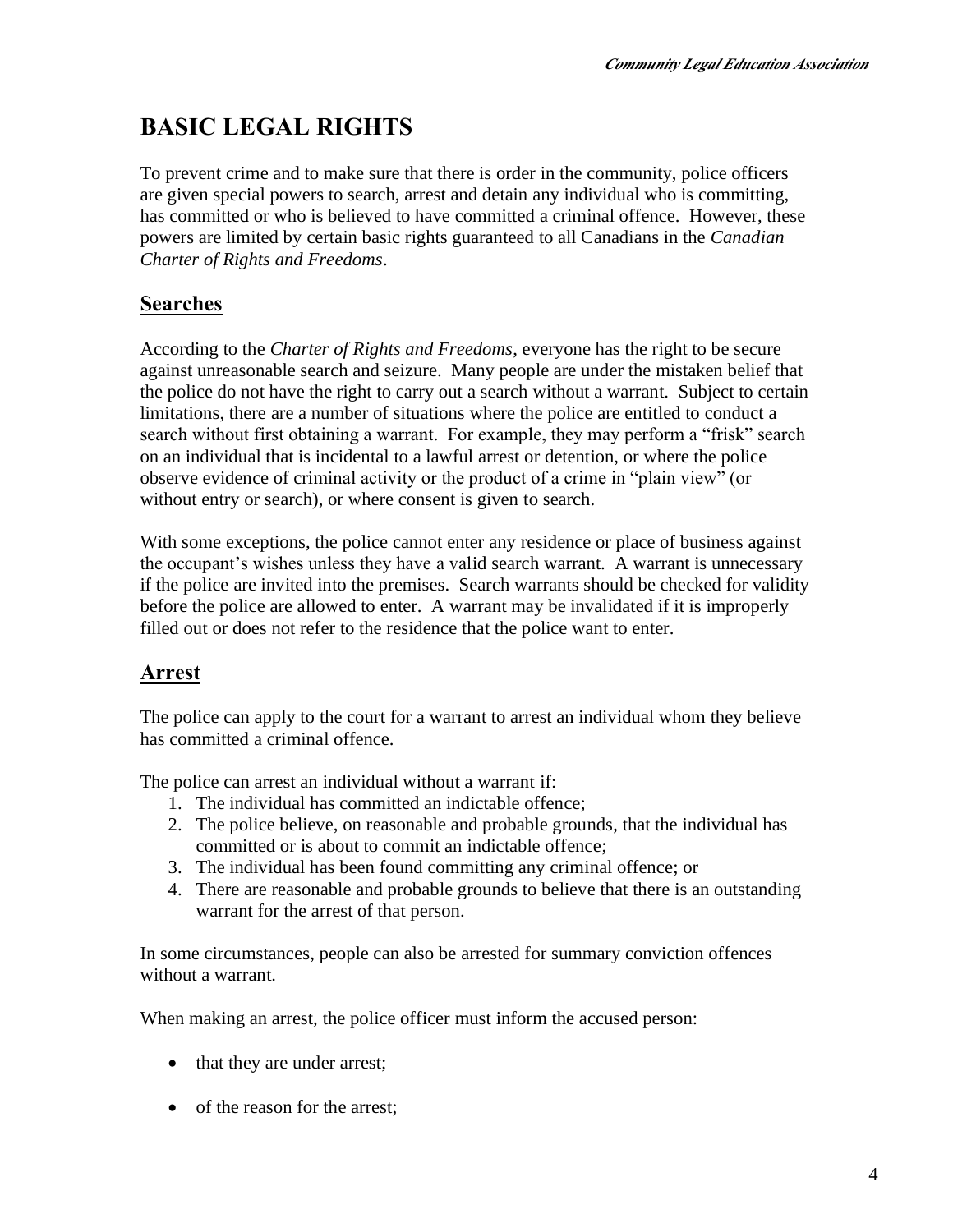# BASIC LEGAL RIGHTS

To prevent crime and to make sure that there is order in the community, police officers are given special powers to search, arrest and detain any individual who is committing, has committed or who is believed to have committed a criminal offence. However, these powers are limited by certain basic rights guaranteed to all Canadians in the *Canadian Charter of Rights and Freedoms*.

## Searches

According to the *Charter of Rights and Freedoms*, everyone has the right to be secure against unreasonable search and seizure. Many people are under the mistaken belief that the police do not have the right to carry out a search without a warrant. Subject to certain limitations, there are a number of situations where the police are entitled to conduct a search without first obtaining a warrant. For example, they may perform a "frisk" search on an individual that is incidental to a lawful arrest or detention, or where the police observe evidence of criminal activity or the product of a crime in "plain view" (or without entry or search), or where consent is given to search.

With some exceptions, the police cannot enter any residence or place of business against the occupant's wishes unless they have a valid search warrant. A warrant is unnecessary if the police are invited into the premises. Search warrants should be checked for validity before the police are allowed to enter. A warrant may be invalidated if it is improperly filled out or does not refer to the residence that the police want to enter.

## Arrest

The police can apply to the court for a warrant to arrest an individual whom they believe has committed a criminal offence.

The police can arrest an individual without a warrant if:

1. The individual has committed an indictable offence;
2. The police believe, on reasonable and probable grounds, that the individual has committed or is about to commit an indictable offence;
3. The individual has been found committing any criminal offence; or
4. There are reasonable and probable grounds to believe that there is an outstanding warrant for the arrest of that person.

In some circumstances, people can also be arrested for summary conviction offences without a warrant.

When making an arrest, the police officer must inform the accused person:

- that they are under arrest;
- of the reason for the arrest;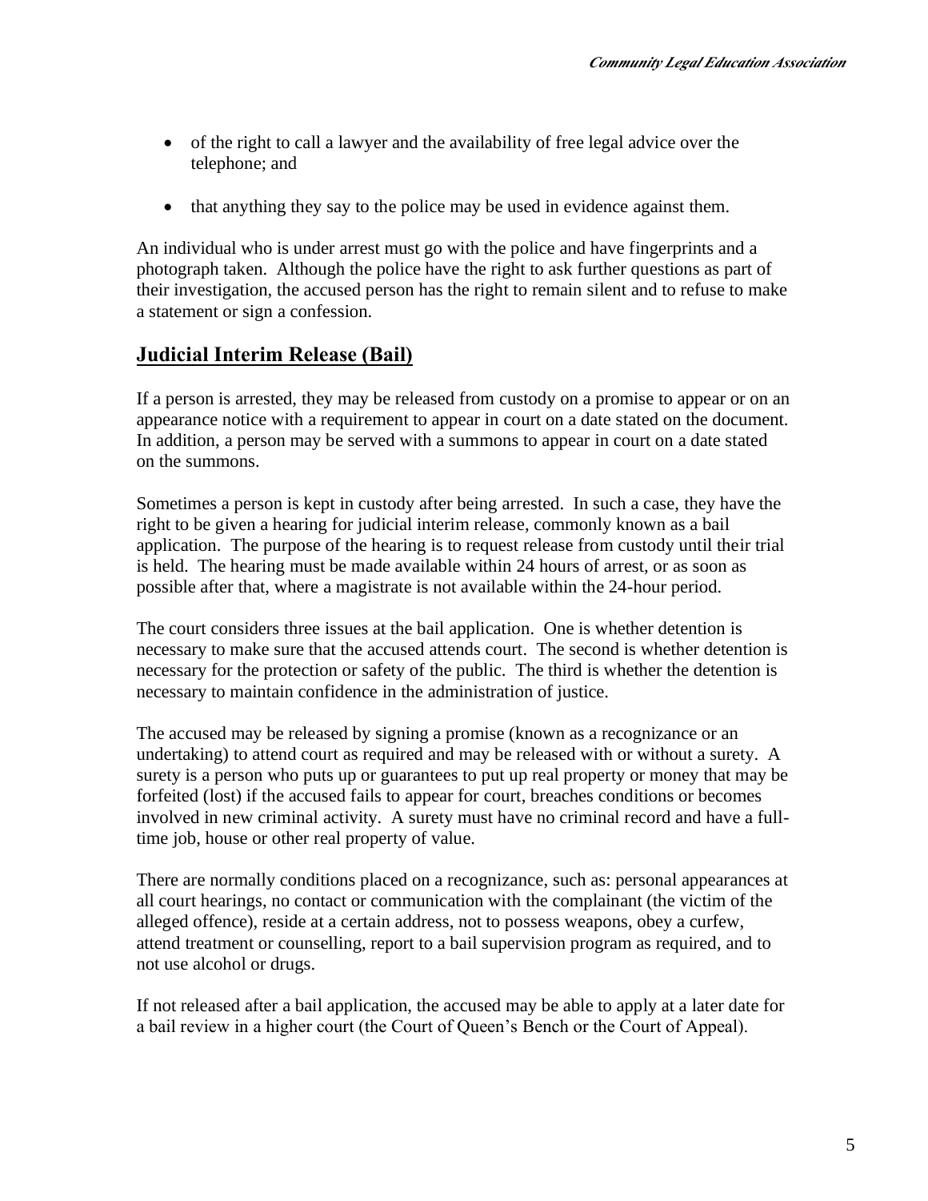- of the right to call a lawyer and the availability of free legal advice over the telephone; and

- that anything they say to the police may be used in evidence against them.

An individual who is under arrest must go with the police and have fingerprints and a photograph taken. Although the police have the right to ask further questions as part of their investigation, the accused person has the right to remain silent and to refuse to make a statement or sign a confession.

## Judicial Interim Release (Bail)

If a person is arrested, they may be released from custody on a promise to appear or on an appearance notice with a requirement to appear in court on a date stated on the document. In addition, a person may be served with a summons to appear in court on a date stated on the summons.

Sometimes a person is kept in custody after being arrested. In such a case, they have the right to be given a hearing for judicial interim release, commonly known as a bail application. The purpose of the hearing is to request release from custody until their trial is held. The hearing must be made available within 24 hours of arrest, or as soon as possible after that, where a magistrate is not available within the 24-hour period.

The court considers three issues at the bail application. One is whether detention is necessary to make sure that the accused attends court. The second is whether detention is necessary for the protection or safety of the public. The third is whether the detention is necessary to maintain confidence in the administration of justice.

The accused may be released by signing a promise (known as a recognizance or an undertaking) to attend court as required and may be released with or without a surety. A surety is a person who puts up or guarantees to put up real property or money that may be forfeited (lost) if the accused fails to appear for court, breaches conditions or becomes involved in new criminal activity. A surety must have no criminal record and have a full-time job, house or other real property of value.

There are normally conditions placed on a recognizance, such as: personal appearances at all court hearings, no contact or communication with the complainant (the victim of the alleged offence), reside at a certain address, not to possess weapons, obey a curfew, attend treatment or counselling, report to a bail supervision program as required, and to not use alcohol or drugs.

If not released after a bail application, the accused may be able to apply at a later date for a bail review in a higher court (the Court of Queen's Bench or the Court of Appeal).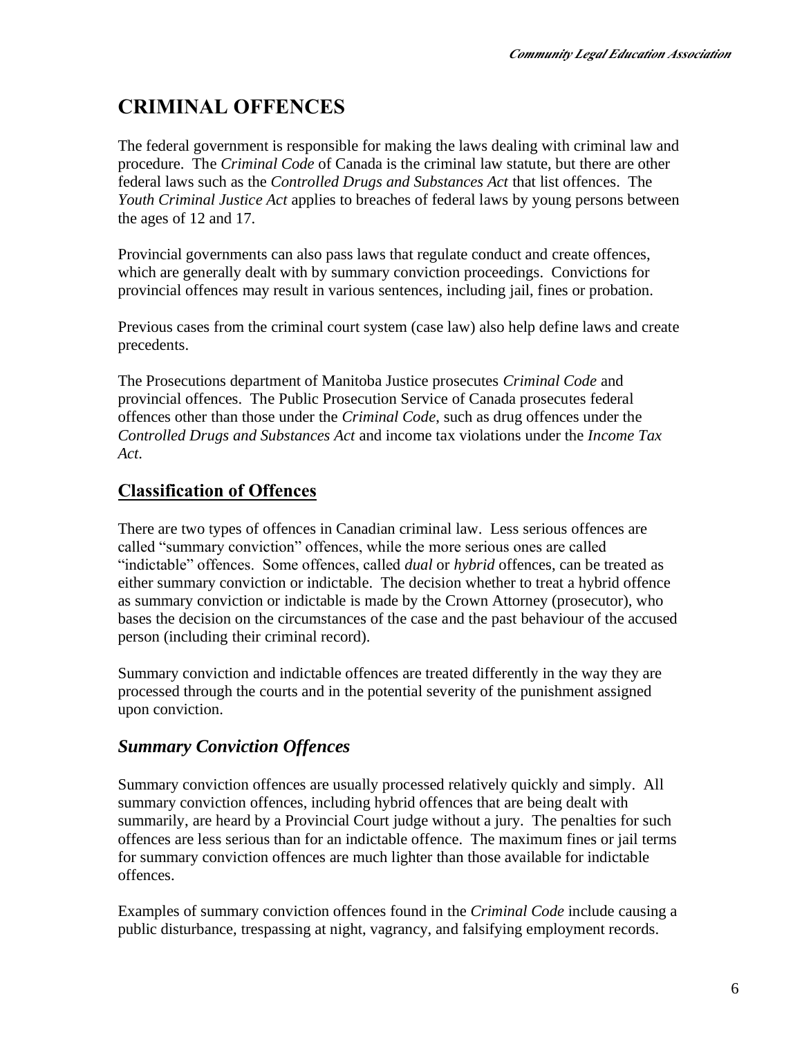# CRIMINAL OFFENCES

The federal government is responsible for making the laws dealing with criminal law and procedure. The *Criminal Code* of Canada is the criminal law statute, but there are other federal laws such as the *Controlled Drugs and Substances Act* that list offences. The *Youth Criminal Justice Act* applies to breaches of federal laws by young persons between the ages of 12 and 17.

Provincial governments can also pass laws that regulate conduct and create offences, which are generally dealt with by summary conviction proceedings. Convictions for provincial offences may result in various sentences, including jail, fines or probation.

Previous cases from the criminal court system (case law) also help define laws and create precedents.

The Prosecutions department of Manitoba Justice prosecutes *Criminal Code* and provincial offences. The Public Prosecution Service of Canada prosecutes federal offences other than those under the *Criminal Code*, such as drug offences under the *Controlled Drugs and Substances Act* and income tax violations under the *Income Tax Act*.

## Classification of Offences

There are two types of offences in Canadian criminal law. Less serious offences are called "summary conviction" offences, while the more serious ones are called "indictable" offences. Some offences, called *dual* or *hybrid* offences, can be treated as either summary conviction or indictable. The decision whether to treat a hybrid offence as summary conviction or indictable is made by the Crown Attorney (prosecutor), who bases the decision on the circumstances of the case and the past behaviour of the accused person (including their criminal record).

Summary conviction and indictable offences are treated differently in the way they are processed through the courts and in the potential severity of the punishment assigned upon conviction.

### *Summary Conviction Offences*

Summary conviction offences are usually processed relatively quickly and simply. All summary conviction offences, including hybrid offences that are being dealt with summarily, are heard by a Provincial Court judge without a jury. The penalties for such offences are less serious than for an indictable offence. The maximum fines or jail terms for summary conviction offences are much lighter than those available for indictable offences.

Examples of summary conviction offences found in the *Criminal Code* include causing a public disturbance, trespassing at night, vagrancy, and falsifying employment records.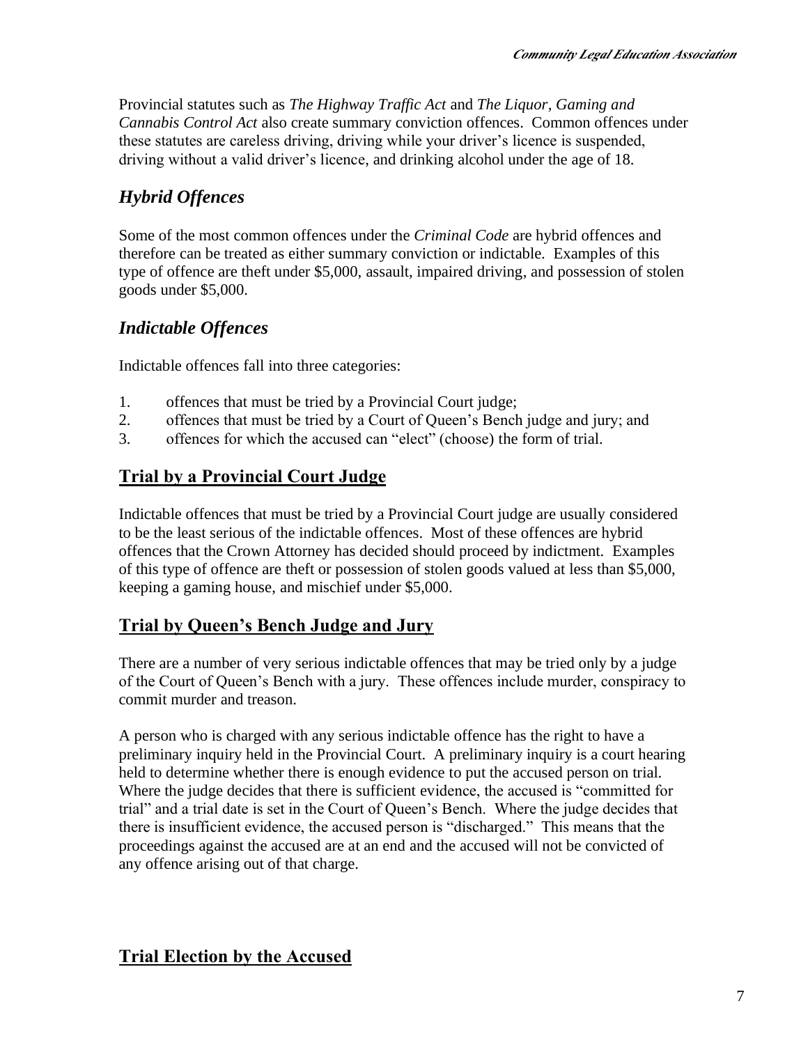Provincial statutes such as *The Highway Traffic Act* and *The Liquor, Gaming and Cannabis Control Act* also create summary conviction offences. Common offences under these statutes are careless driving, driving while your driver's licence is suspended, driving without a valid driver's licence, and drinking alcohol under the age of 18.

## *Hybrid Offences*

Some of the most common offences under the *Criminal Code* are hybrid offences and therefore can be treated as either summary conviction or indictable. Examples of this type of offence are theft under $5,000, assault, impaired driving, and possession of stolen goods under $5,000.

## *Indictable Offences*

Indictable offences fall into three categories:

1. offences that must be tried by a Provincial Court judge;
2. offences that must be tried by a Court of Queen's Bench judge and jury; and
3. offences for which the accused can "elect" (choose) the form of trial.

### **Trial by a Provincial Court Judge**

Indictable offences that must be tried by a Provincial Court judge are usually considered to be the least serious of the indictable offences. Most of these offences are hybrid offences that the Crown Attorney has decided should proceed by indictment. Examples of this type of offence are theft or possession of stolen goods valued at less than $5,000, keeping a gaming house, and mischief under $5,000.

### **Trial by Queen's Bench Judge and Jury**

There are a number of very serious indictable offences that may be tried only by a judge of the Court of Queen's Bench with a jury. These offences include murder, conspiracy to commit murder and treason.

A person who is charged with any serious indictable offence has the right to have a preliminary inquiry held in the Provincial Court. A preliminary inquiry is a court hearing held to determine whether there is enough evidence to put the accused person on trial. Where the judge decides that there is sufficient evidence, the accused is "committed for trial" and a trial date is set in the Court of Queen's Bench. Where the judge decides that there is insufficient evidence, the accused person is "discharged." This means that the proceedings against the accused are at an end and the accused will not be convicted of any offence arising out of that charge.

### **Trial Election by the Accused**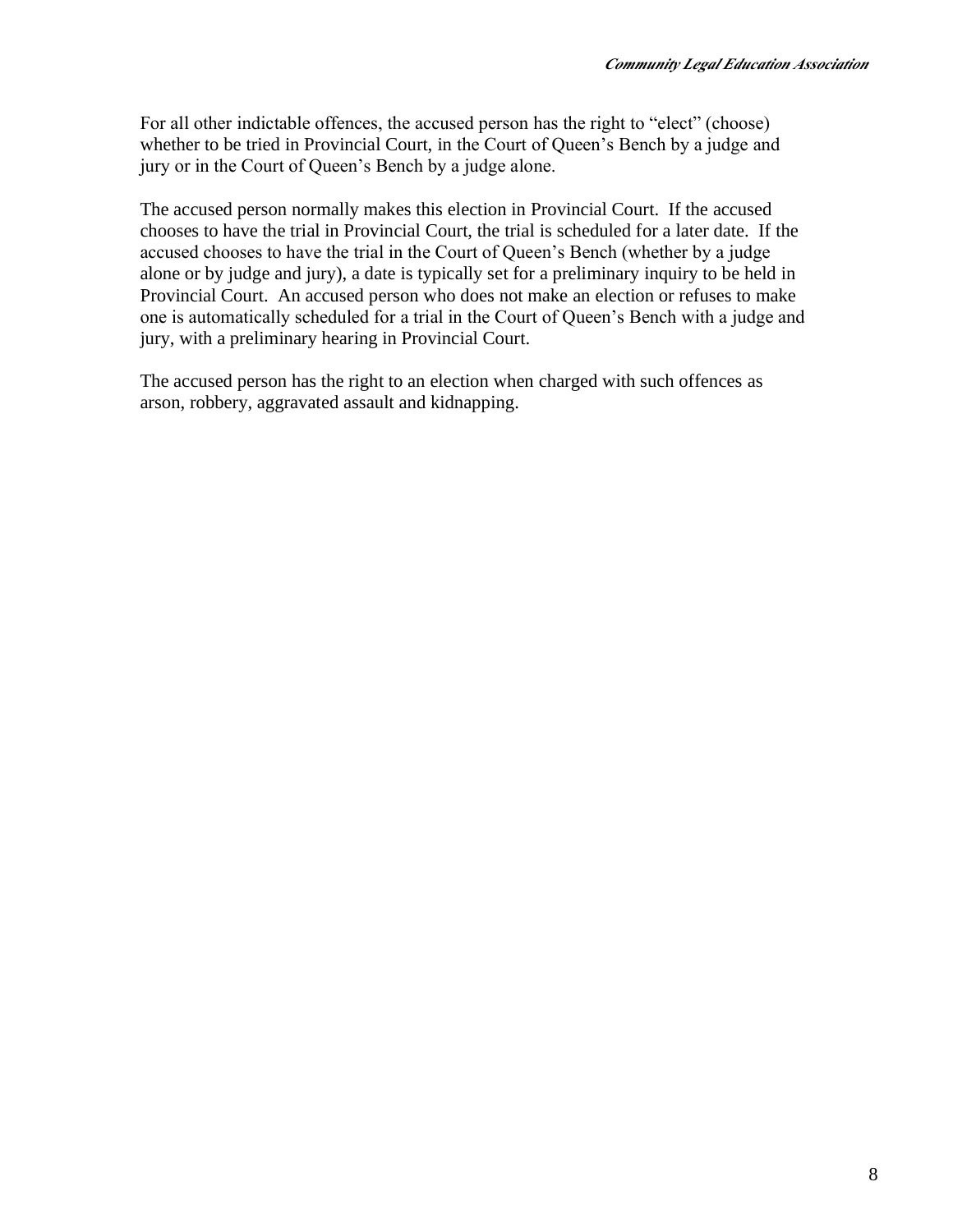For all other indictable offences, the accused person has the right to "elect" (choose) whether to be tried in Provincial Court, in the Court of Queen's Bench by a judge and jury or in the Court of Queen's Bench by a judge alone.

The accused person normally makes this election in Provincial Court. If the accused chooses to have the trial in Provincial Court, the trial is scheduled for a later date. If the accused chooses to have the trial in the Court of Queen's Bench (whether by a judge alone or by judge and jury), a date is typically set for a preliminary inquiry to be held in Provincial Court. An accused person who does not make an election or refuses to make one is automatically scheduled for a trial in the Court of Queen's Bench with a judge and jury, with a preliminary hearing in Provincial Court.

The accused person has the right to an election when charged with such offences as arson, robbery, aggravated assault and kidnapping.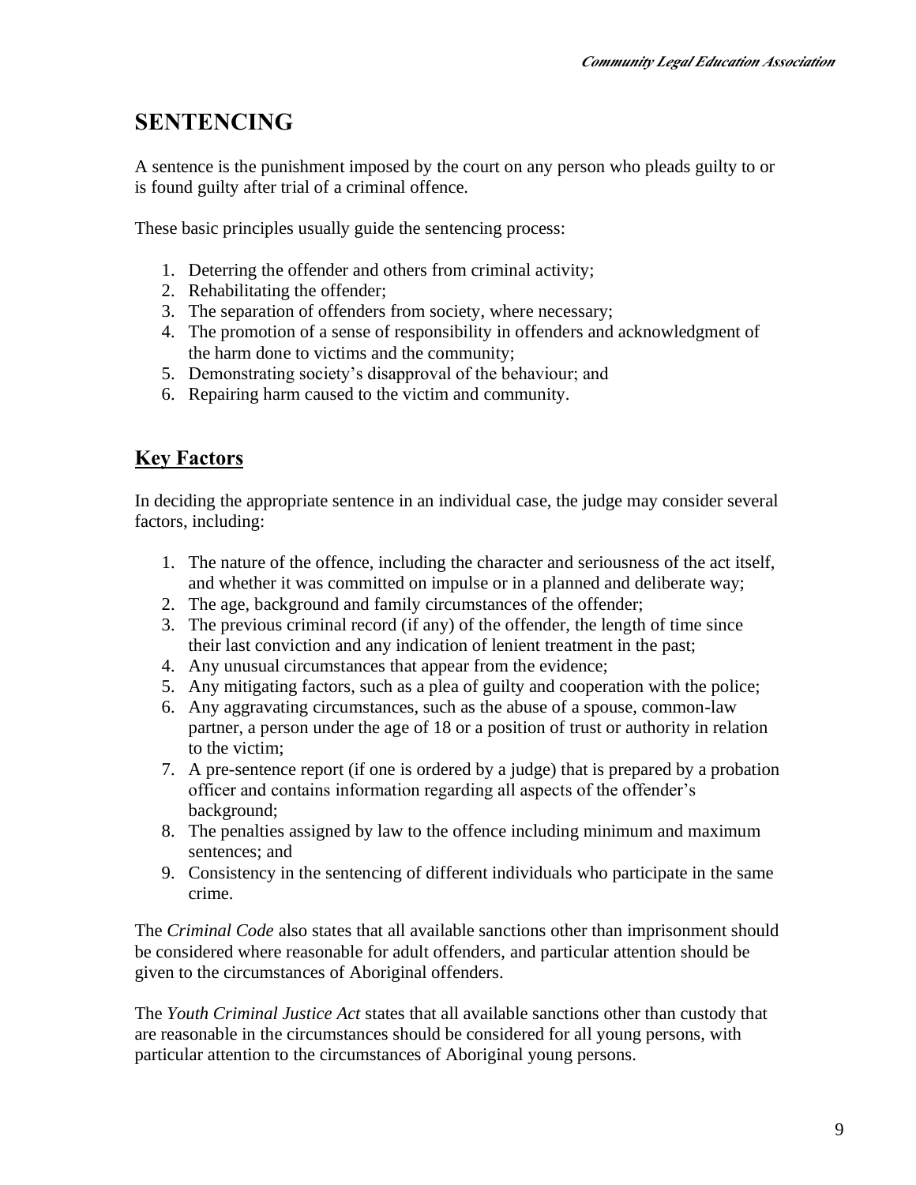# SENTENCING

A sentence is the punishment imposed by the court on any person who pleads guilty to or is found guilty after trial of a criminal offence.

These basic principles usually guide the sentencing process:

1. Deterring the offender and others from criminal activity;
2. Rehabilitating the offender;
3. The separation of offenders from society, where necessary;
4. The promotion of a sense of responsibility in offenders and acknowledgment of the harm done to victims and the community;
5. Demonstrating society's disapproval of the behaviour; and
6. Repairing harm caused to the victim and community.

## Key Factors

In deciding the appropriate sentence in an individual case, the judge may consider several factors, including:

1. The nature of the offence, including the character and seriousness of the act itself, and whether it was committed on impulse or in a planned and deliberate way;
2. The age, background and family circumstances of the offender;
3. The previous criminal record (if any) of the offender, the length of time since their last conviction and any indication of lenient treatment in the past;
4. Any unusual circumstances that appear from the evidence;
5. Any mitigating factors, such as a plea of guilty and cooperation with the police;
6. Any aggravating circumstances, such as the abuse of a spouse, common-law partner, a person under the age of 18 or a position of trust or authority in relation to the victim;
7. A pre-sentence report (if one is ordered by a judge) that is prepared by a probation officer and contains information regarding all aspects of the offender's background;
8. The penalties assigned by law to the offence including minimum and maximum sentences; and
9. Consistency in the sentencing of different individuals who participate in the same crime.

The *Criminal Code* also states that all available sanctions other than imprisonment should be considered where reasonable for adult offenders, and particular attention should be given to the circumstances of Aboriginal offenders.

The *Youth Criminal Justice Act* states that all available sanctions other than custody that are reasonable in the circumstances should be considered for all young persons, with particular attention to the circumstances of Aboriginal young persons.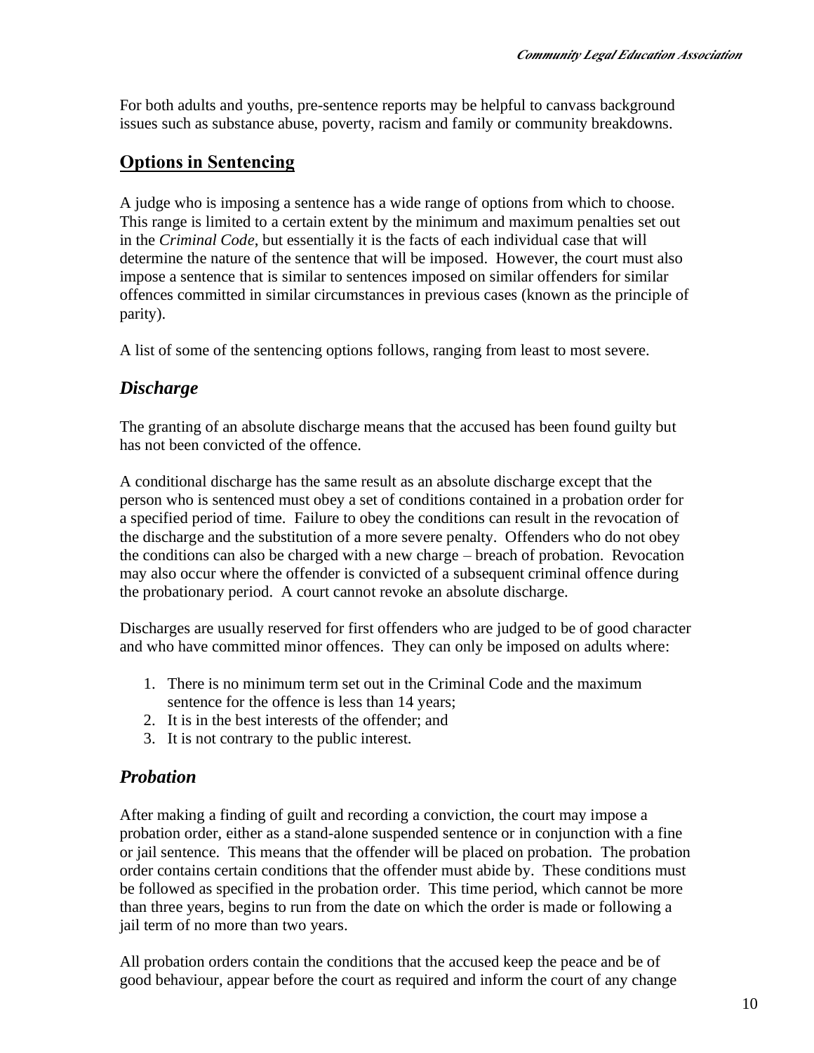For both adults and youths, pre-sentence reports may be helpful to canvass background issues such as substance abuse, poverty, racism and family or community breakdowns.

## Options in Sentencing

A judge who is imposing a sentence has a wide range of options from which to choose. This range is limited to a certain extent by the minimum and maximum penalties set out in the *Criminal Code*, but essentially it is the facts of each individual case that will determine the nature of the sentence that will be imposed. However, the court must also impose a sentence that is similar to sentences imposed on similar offenders for similar offences committed in similar circumstances in previous cases (known as the principle of parity).

A list of some of the sentencing options follows, ranging from least to most severe.

### *Discharge*

The granting of an absolute discharge means that the accused has been found guilty but has not been convicted of the offence.

A conditional discharge has the same result as an absolute discharge except that the person who is sentenced must obey a set of conditions contained in a probation order for a specified period of time. Failure to obey the conditions can result in the revocation of the discharge and the substitution of a more severe penalty. Offenders who do not obey the conditions can also be charged with a new charge – breach of probation. Revocation may also occur where the offender is convicted of a subsequent criminal offence during the probationary period. A court cannot revoke an absolute discharge.

Discharges are usually reserved for first offenders who are judged to be of good character and who have committed minor offences. They can only be imposed on adults where:

1. There is no minimum term set out in the Criminal Code and the maximum sentence for the offence is less than 14 years;
2. It is in the best interests of the offender; and
3. It is not contrary to the public interest.

### *Probation*

After making a finding of guilt and recording a conviction, the court may impose a probation order, either as a stand-alone suspended sentence or in conjunction with a fine or jail sentence. This means that the offender will be placed on probation. The probation order contains certain conditions that the offender must abide by. These conditions must be followed as specified in the probation order. This time period, which cannot be more than three years, begins to run from the date on which the order is made or following a jail term of no more than two years.

All probation orders contain the conditions that the accused keep the peace and be of good behaviour, appear before the court as required and inform the court of any change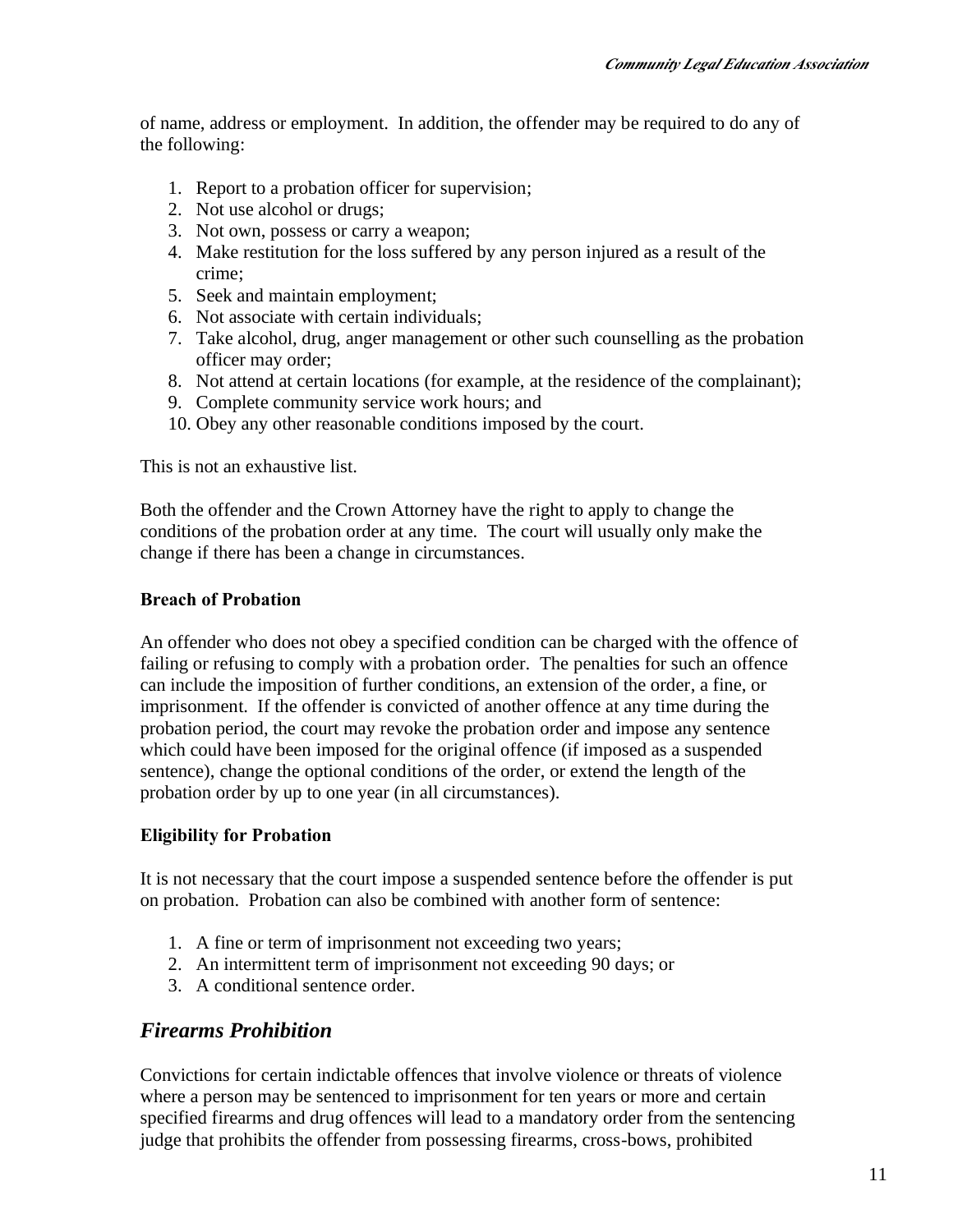of name, address or employment. In addition, the offender may be required to do any of the following:

1. Report to a probation officer for supervision;
2. Not use alcohol or drugs;
3. Not own, possess or carry a weapon;
4. Make restitution for the loss suffered by any person injured as a result of the crime;
5. Seek and maintain employment;
6. Not associate with certain individuals;
7. Take alcohol, drug, anger management or other such counselling as the probation officer may order;
8. Not attend at certain locations (for example, at the residence of the complainant);
9. Complete community service work hours; and
10. Obey any other reasonable conditions imposed by the court.

This is not an exhaustive list.

Both the offender and the Crown Attorney have the right to apply to change the conditions of the probation order at any time. The court will usually only make the change if there has been a change in circumstances.

### Breach of Probation

An offender who does not obey a specified condition can be charged with the offence of failing or refusing to comply with a probation order. The penalties for such an offence can include the imposition of further conditions, an extension of the order, a fine, or imprisonment. If the offender is convicted of another offence at any time during the probation period, the court may revoke the probation order and impose any sentence which could have been imposed for the original offence (if imposed as a suspended sentence), change the optional conditions of the order, or extend the length of the probation order by up to one year (in all circumstances).

### Eligibility for Probation

It is not necessary that the court impose a suspended sentence before the offender is put on probation. Probation can also be combined with another form of sentence:

1. A fine or term of imprisonment not exceeding two years;
2. An intermittent term of imprisonment not exceeding 90 days; or
3. A conditional sentence order.

## *Firearms Prohibition*

Convictions for certain indictable offences that involve violence or threats of violence where a person may be sentenced to imprisonment for ten years or more and certain specified firearms and drug offences will lead to a mandatory order from the sentencing judge that prohibits the offender from possessing firearms, cross-bows, prohibited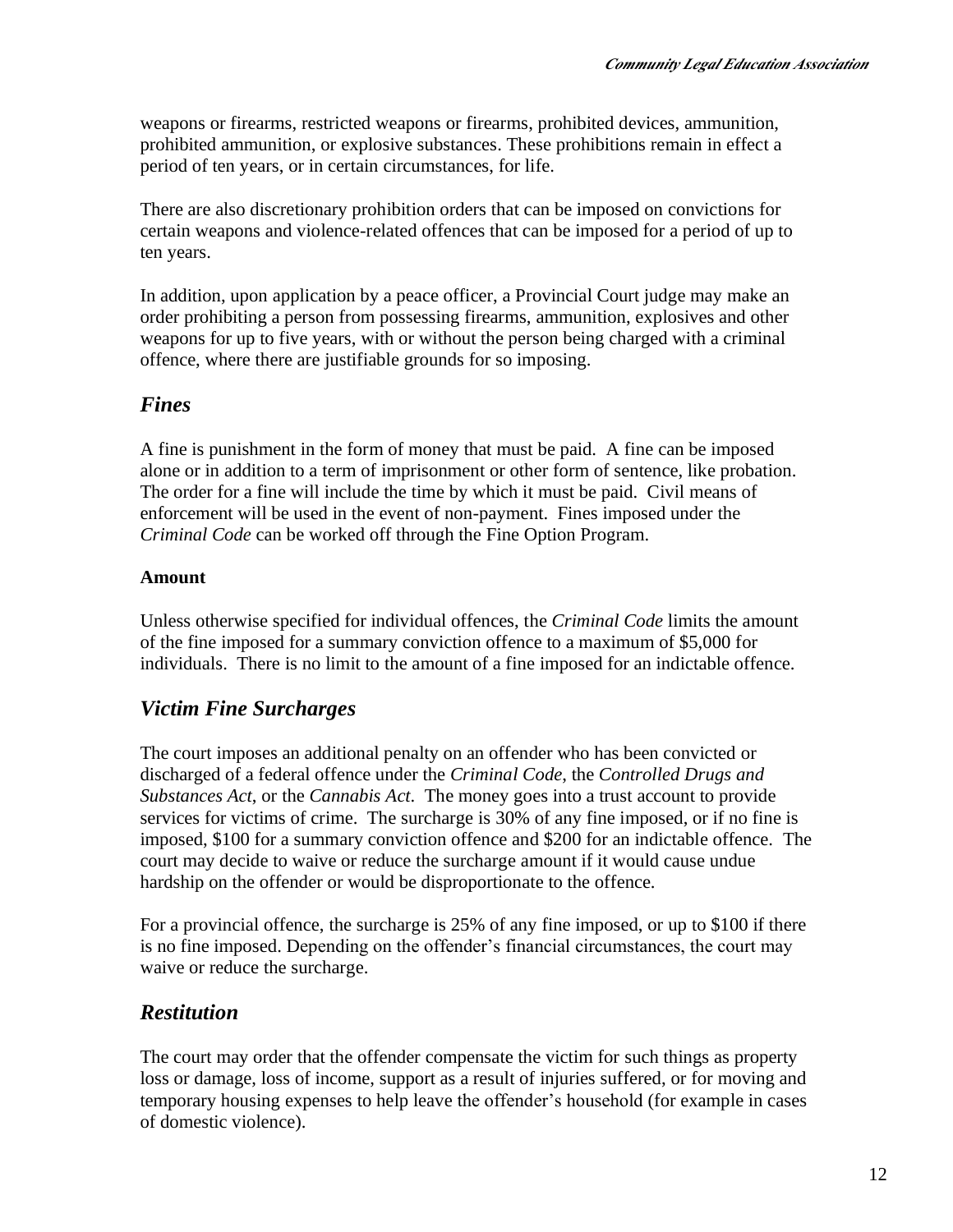weapons or firearms, restricted weapons or firearms, prohibited devices, ammunition, prohibited ammunition, or explosive substances. These prohibitions remain in effect a period of ten years, or in certain circumstances, for life.

There are also discretionary prohibition orders that can be imposed on convictions for certain weapons and violence-related offences that can be imposed for a period of up to ten years.

In addition, upon application by a peace officer, a Provincial Court judge may make an order prohibiting a person from possessing firearms, ammunition, explosives and other weapons for up to five years, with or without the person being charged with a criminal offence, where there are justifiable grounds for so imposing.

## *Fines*

A fine is punishment in the form of money that must be paid. A fine can be imposed alone or in addition to a term of imprisonment or other form of sentence, like probation. The order for a fine will include the time by which it must be paid. Civil means of enforcement will be used in the event of non-payment. Fines imposed under the *Criminal Code* can be worked off through the Fine Option Program.

### Amount

Unless otherwise specified for individual offences, the *Criminal Code* limits the amount of the fine imposed for a summary conviction offence to a maximum of $5,000 for individuals. There is no limit to the amount of a fine imposed for an indictable offence.

## *Victim Fine Surcharges*

The court imposes an additional penalty on an offender who has been convicted or discharged of a federal offence under the *Criminal Code*, the *Controlled Drugs and Substances Act*, or the *Cannabis Act*. The money goes into a trust account to provide services for victims of crime. The surcharge is 30% of any fine imposed, or if no fine is imposed, $100 for a summary conviction offence and $200 for an indictable offence. The court may decide to waive or reduce the surcharge amount if it would cause undue hardship on the offender or would be disproportionate to the offence.

For a provincial offence, the surcharge is 25% of any fine imposed, or up to $100 if there is no fine imposed. Depending on the offender's financial circumstances, the court may waive or reduce the surcharge.

## *Restitution*

The court may order that the offender compensate the victim for such things as property loss or damage, loss of income, support as a result of injuries suffered, or for moving and temporary housing expenses to help leave the offender's household (for example in cases of domestic violence).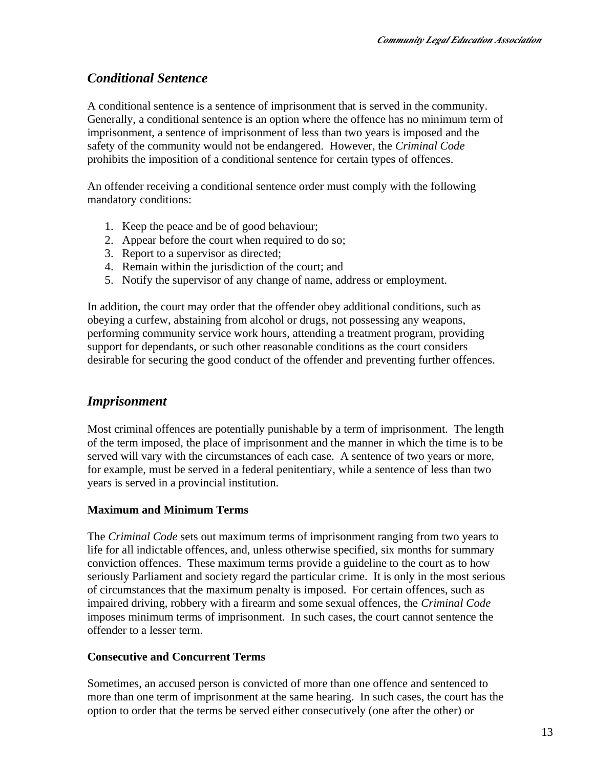## *Conditional Sentence*

A conditional sentence is a sentence of imprisonment that is served in the community. Generally, a conditional sentence is an option where the offence has no minimum term of imprisonment, a sentence of imprisonment of less than two years is imposed and the safety of the community would not be endangered. However, the *Criminal Code* prohibits the imposition of a conditional sentence for certain types of offences.

An offender receiving a conditional sentence order must comply with the following mandatory conditions:

1. Keep the peace and be of good behaviour;
2. Appear before the court when required to do so;
3. Report to a supervisor as directed;
4. Remain within the jurisdiction of the court; and
5. Notify the supervisor of any change of name, address or employment.

In addition, the court may order that the offender obey additional conditions, such as obeying a curfew, abstaining from alcohol or drugs, not possessing any weapons, performing community service work hours, attending a treatment program, providing support for dependants, or such other reasonable conditions as the court considers desirable for securing the good conduct of the offender and preventing further offences.

## *Imprisonment*

Most criminal offences are potentially punishable by a term of imprisonment. The length of the term imposed, the place of imprisonment and the manner in which the time is to be served will vary with the circumstances of each case. A sentence of two years or more, for example, must be served in a federal penitentiary, while a sentence of less than two years is served in a provincial institution.

### Maximum and Minimum Terms

The *Criminal Code* sets out maximum terms of imprisonment ranging from two years to life for all indictable offences, and, unless otherwise specified, six months for summary conviction offences. These maximum terms provide a guideline to the court as to how seriously Parliament and society regard the particular crime. It is only in the most serious of circumstances that the maximum penalty is imposed. For certain offences, such as impaired driving, robbery with a firearm and some sexual offences, the *Criminal Code* imposes minimum terms of imprisonment. In such cases, the court cannot sentence the offender to a lesser term.

### Consecutive and Concurrent Terms

Sometimes, an accused person is convicted of more than one offence and sentenced to more than one term of imprisonment at the same hearing. In such cases, the court has the option to order that the terms be served either consecutively (one after the other) or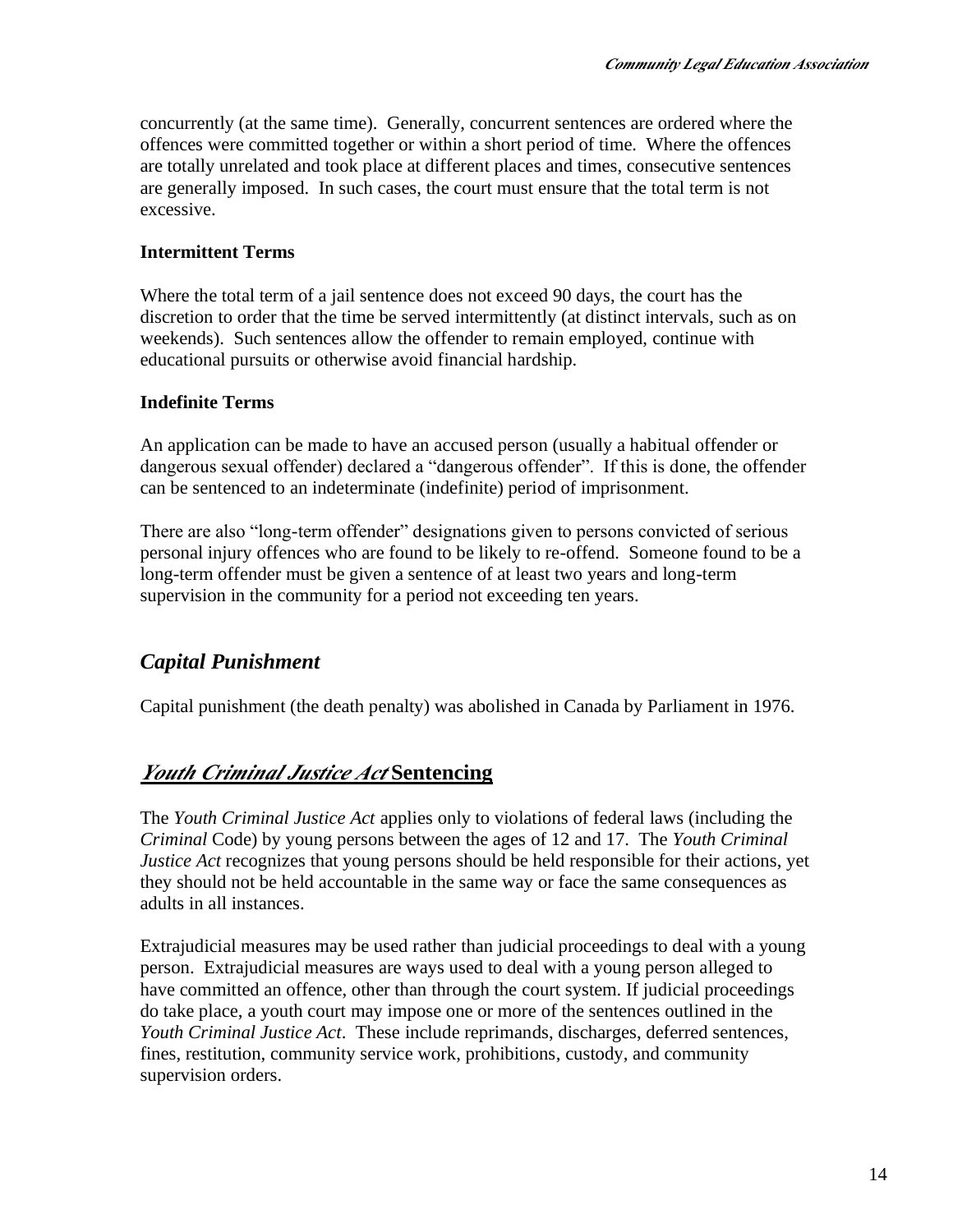concurrently (at the same time). Generally, concurrent sentences are ordered where the offences were committed together or within a short period of time. Where the offences are totally unrelated and took place at different places and times, consecutive sentences are generally imposed. In such cases, the court must ensure that the total term is not excessive.

**Intermittent Terms**

Where the total term of a jail sentence does not exceed 90 days, the court has the discretion to order that the time be served intermittently (at distinct intervals, such as on weekends). Such sentences allow the offender to remain employed, continue with educational pursuits or otherwise avoid financial hardship.

**Indefinite Terms**

An application can be made to have an accused person (usually a habitual offender or dangerous sexual offender) declared a "dangerous offender". If this is done, the offender can be sentenced to an indeterminate (indefinite) period of imprisonment.

There are also "long-term offender" designations given to persons convicted of serious personal injury offences who are found to be likely to re-offend. Someone found to be a long-term offender must be given a sentence of at least two years and long-term supervision in the community for a period not exceeding ten years.

## *Capital Punishment*

Capital punishment (the death penalty) was abolished in Canada by Parliament in 1976.

## *Youth Criminal Justice Act* Sentencing

The *Youth Criminal Justice Act* applies only to violations of federal laws (including the *Criminal* Code) by young persons between the ages of 12 and 17. The *Youth Criminal Justice Act* recognizes that young persons should be held responsible for their actions, yet they should not be held accountable in the same way or face the same consequences as adults in all instances.

Extrajudicial measures may be used rather than judicial proceedings to deal with a young person. Extrajudicial measures are ways used to deal with a young person alleged to have committed an offence, other than through the court system. If judicial proceedings do take place, a youth court may impose one or more of the sentences outlined in the *Youth Criminal Justice Act*. These include reprimands, discharges, deferred sentences, fines, restitution, community service work, prohibitions, custody, and community supervision orders.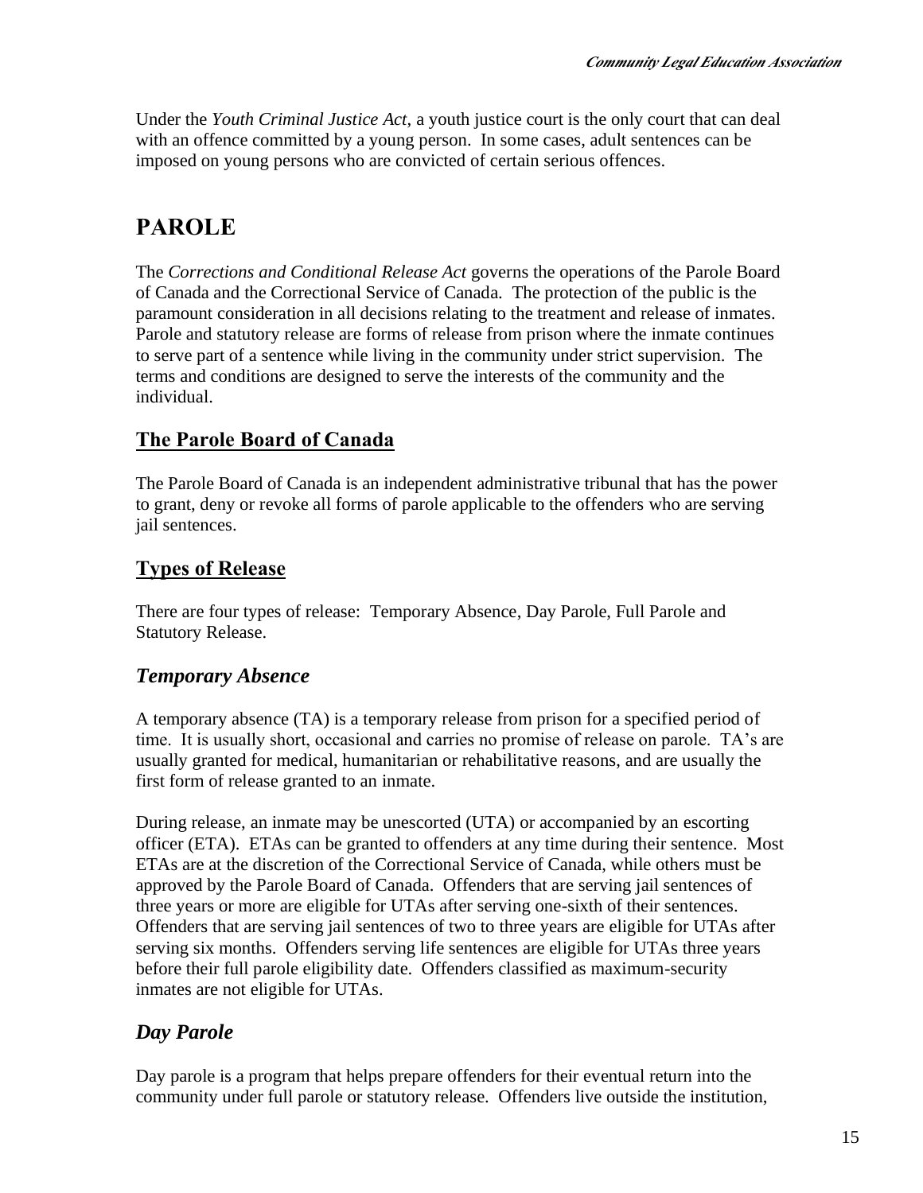Under the *Youth Criminal Justice Act*, a youth justice court is the only court that can deal with an offence committed by a young person. In some cases, adult sentences can be imposed on young persons who are convicted of certain serious offences.

# PAROLE

The *Corrections and Conditional Release Act* governs the operations of the Parole Board of Canada and the Correctional Service of Canada. The protection of the public is the paramount consideration in all decisions relating to the treatment and release of inmates. Parole and statutory release are forms of release from prison where the inmate continues to serve part of a sentence while living in the community under strict supervision. The terms and conditions are designed to serve the interests of the community and the individual.

## The Parole Board of Canada

The Parole Board of Canada is an independent administrative tribunal that has the power to grant, deny or revoke all forms of parole applicable to the offenders who are serving jail sentences.

## Types of Release

There are four types of release: Temporary Absence, Day Parole, Full Parole and Statutory Release.

### *Temporary Absence*

A temporary absence (TA) is a temporary release from prison for a specified period of time. It is usually short, occasional and carries no promise of release on parole. TA's are usually granted for medical, humanitarian or rehabilitative reasons, and are usually the first form of release granted to an inmate.

During release, an inmate may be unescorted (UTA) or accompanied by an escorting officer (ETA). ETAs can be granted to offenders at any time during their sentence. Most ETAs are at the discretion of the Correctional Service of Canada, while others must be approved by the Parole Board of Canada. Offenders that are serving jail sentences of three years or more are eligible for UTAs after serving one-sixth of their sentences. Offenders that are serving jail sentences of two to three years are eligible for UTAs after serving six months. Offenders serving life sentences are eligible for UTAs three years before their full parole eligibility date. Offenders classified as maximum-security inmates are not eligible for UTAs.

### *Day Parole*

Day parole is a program that helps prepare offenders for their eventual return into the community under full parole or statutory release. Offenders live outside the institution,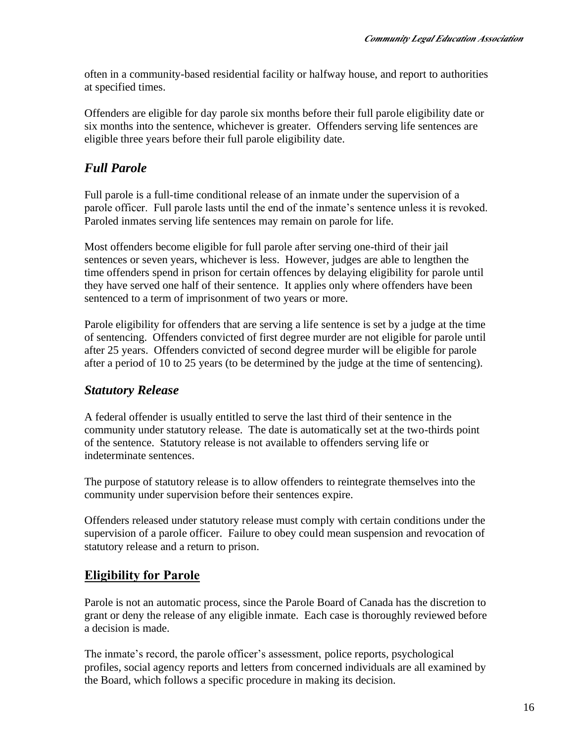often in a community-based residential facility or halfway house, and report to authorities at specified times.

Offenders are eligible for day parole six months before their full parole eligibility date or six months into the sentence, whichever is greater. Offenders serving life sentences are eligible three years before their full parole eligibility date.

### *Full Parole*

Full parole is a full-time conditional release of an inmate under the supervision of a parole officer. Full parole lasts until the end of the inmate's sentence unless it is revoked. Paroled inmates serving life sentences may remain on parole for life.

Most offenders become eligible for full parole after serving one-third of their jail sentences or seven years, whichever is less. However, judges are able to lengthen the time offenders spend in prison for certain offences by delaying eligibility for parole until they have served one half of their sentence. It applies only where offenders have been sentenced to a term of imprisonment of two years or more.

Parole eligibility for offenders that are serving a life sentence is set by a judge at the time of sentencing. Offenders convicted of first degree murder are not eligible for parole until after 25 years. Offenders convicted of second degree murder will be eligible for parole after a period of 10 to 25 years (to be determined by the judge at the time of sentencing).

### *Statutory Release*

A federal offender is usually entitled to serve the last third of their sentence in the community under statutory release. The date is automatically set at the two-thirds point of the sentence. Statutory release is not available to offenders serving life or indeterminate sentences.

The purpose of statutory release is to allow offenders to reintegrate themselves into the community under supervision before their sentences expire.

Offenders released under statutory release must comply with certain conditions under the supervision of a parole officer. Failure to obey could mean suspension and revocation of statutory release and a return to prison.

## **Eligibility for Parole**

Parole is not an automatic process, since the Parole Board of Canada has the discretion to grant or deny the release of any eligible inmate. Each case is thoroughly reviewed before a decision is made.

The inmate's record, the parole officer's assessment, police reports, psychological profiles, social agency reports and letters from concerned individuals are all examined by the Board, which follows a specific procedure in making its decision.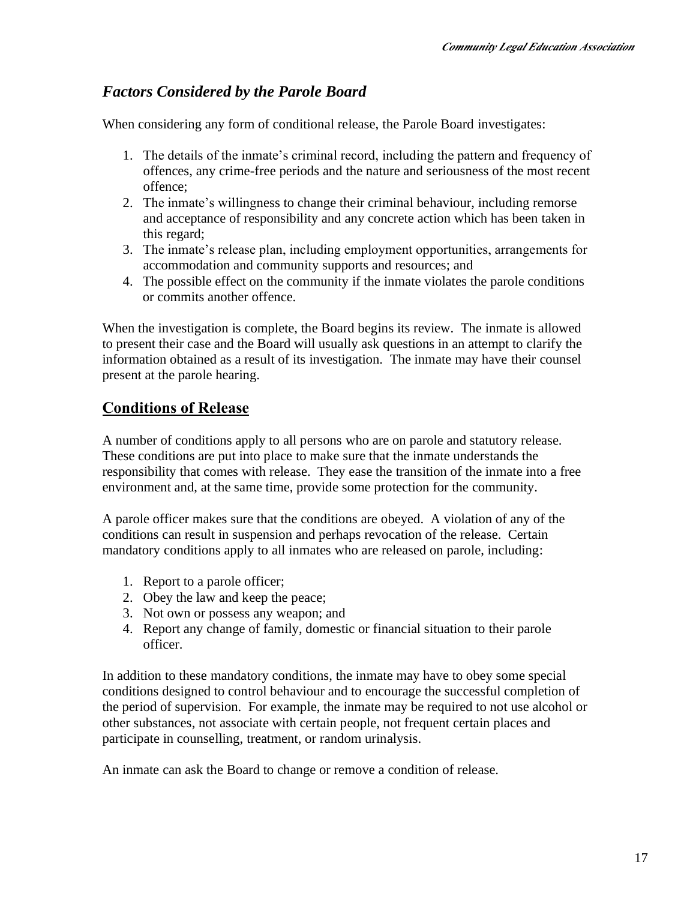### *Factors Considered by the Parole Board*

When considering any form of conditional release, the Parole Board investigates:

1. The details of the inmate's criminal record, including the pattern and frequency of offences, any crime-free periods and the nature and seriousness of the most recent offence;
2. The inmate's willingness to change their criminal behaviour, including remorse and acceptance of responsibility and any concrete action which has been taken in this regard;
3. The inmate's release plan, including employment opportunities, arrangements for accommodation and community supports and resources; and
4. The possible effect on the community if the inmate violates the parole conditions or commits another offence.

When the investigation is complete, the Board begins its review. The inmate is allowed to present their case and the Board will usually ask questions in an attempt to clarify the information obtained as a result of its investigation. The inmate may have their counsel present at the parole hearing.

## Conditions of Release

A number of conditions apply to all persons who are on parole and statutory release. These conditions are put into place to make sure that the inmate understands the responsibility that comes with release. They ease the transition of the inmate into a free environment and, at the same time, provide some protection for the community.

A parole officer makes sure that the conditions are obeyed. A violation of any of the conditions can result in suspension and perhaps revocation of the release. Certain mandatory conditions apply to all inmates who are released on parole, including:

1. Report to a parole officer;
2. Obey the law and keep the peace;
3. Not own or possess any weapon; and
4. Report any change of family, domestic or financial situation to their parole officer.

In addition to these mandatory conditions, the inmate may have to obey some special conditions designed to control behaviour and to encourage the successful completion of the period of supervision. For example, the inmate may be required to not use alcohol or other substances, not associate with certain people, not frequent certain places and participate in counselling, treatment, or random urinalysis.

An inmate can ask the Board to change or remove a condition of release.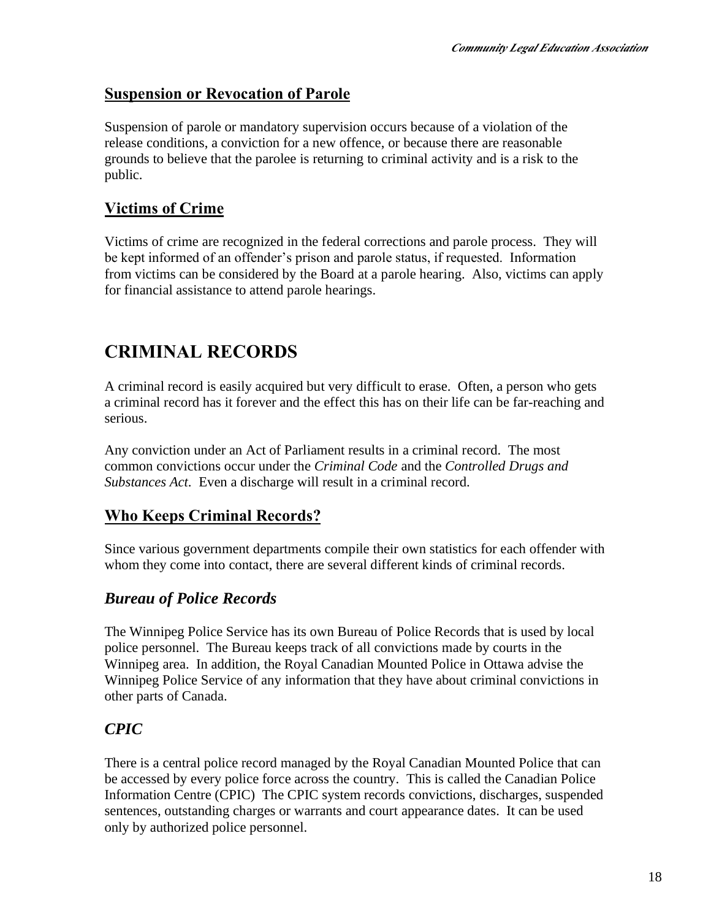## Suspension or Revocation of Parole

Suspension of parole or mandatory supervision occurs because of a violation of the release conditions, a conviction for a new offence, or because there are reasonable grounds to believe that the parolee is returning to criminal activity and is a risk to the public.

## Victims of Crime

Victims of crime are recognized in the federal corrections and parole process. They will be kept informed of an offender's prison and parole status, if requested. Information from victims can be considered by the Board at a parole hearing. Also, victims can apply for financial assistance to attend parole hearings.

# CRIMINAL RECORDS

A criminal record is easily acquired but very difficult to erase. Often, a person who gets a criminal record has it forever and the effect this has on their life can be far-reaching and serious.

Any conviction under an Act of Parliament results in a criminal record. The most common convictions occur under the *Criminal Code* and the *Controlled Drugs and Substances Act*. Even a discharge will result in a criminal record.

## Who Keeps Criminal Records?

Since various government departments compile their own statistics for each offender with whom they come into contact, there are several different kinds of criminal records.

### *Bureau of Police Records*

The Winnipeg Police Service has its own Bureau of Police Records that is used by local police personnel. The Bureau keeps track of all convictions made by courts in the Winnipeg area. In addition, the Royal Canadian Mounted Police in Ottawa advise the Winnipeg Police Service of any information that they have about criminal convictions in other parts of Canada.

### *CPIC*

There is a central police record managed by the Royal Canadian Mounted Police that can be accessed by every police force across the country. This is called the Canadian Police Information Centre (CPIC) The CPIC system records convictions, discharges, suspended sentences, outstanding charges or warrants and court appearance dates. It can be used only by authorized police personnel.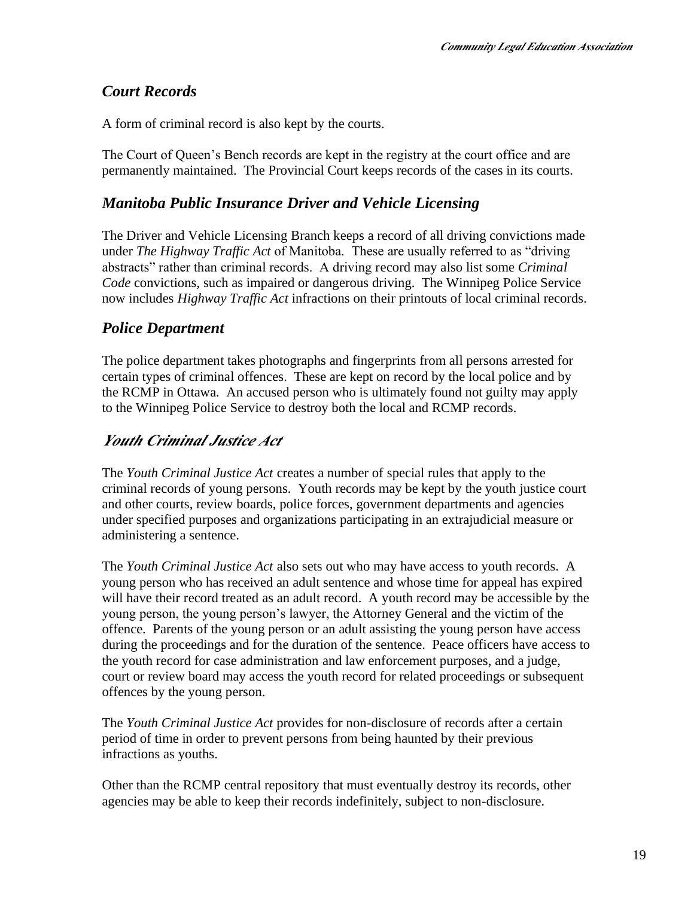## *Court Records*

A form of criminal record is also kept by the courts.

The Court of Queen's Bench records are kept in the registry at the court office and are permanently maintained. The Provincial Court keeps records of the cases in its courts.

## *Manitoba Public Insurance Driver and Vehicle Licensing*

The Driver and Vehicle Licensing Branch keeps a record of all driving convictions made under *The Highway Traffic Act* of Manitoba. These are usually referred to as "driving abstracts" rather than criminal records. A driving record may also list some *Criminal Code* convictions, such as impaired or dangerous driving. The Winnipeg Police Service now includes *Highway Traffic Act* infractions on their printouts of local criminal records.

## *Police Department*

The police department takes photographs and fingerprints from all persons arrested for certain types of criminal offences. These are kept on record by the local police and by the RCMP in Ottawa. An accused person who is ultimately found not guilty may apply to the Winnipeg Police Service to destroy both the local and RCMP records.

## *Youth Criminal Justice Act*

The *Youth Criminal Justice Act* creates a number of special rules that apply to the criminal records of young persons. Youth records may be kept by the youth justice court and other courts, review boards, police forces, government departments and agencies under specified purposes and organizations participating in an extrajudicial measure or administering a sentence.

The *Youth Criminal Justice Act* also sets out who may have access to youth records. A young person who has received an adult sentence and whose time for appeal has expired will have their record treated as an adult record. A youth record may be accessible by the young person, the young person's lawyer, the Attorney General and the victim of the offence. Parents of the young person or an adult assisting the young person have access during the proceedings and for the duration of the sentence. Peace officers have access to the youth record for case administration and law enforcement purposes, and a judge, court or review board may access the youth record for related proceedings or subsequent offences by the young person.

The *Youth Criminal Justice Act* provides for non-disclosure of records after a certain period of time in order to prevent persons from being haunted by their previous infractions as youths.

Other than the RCMP central repository that must eventually destroy its records, other agencies may be able to keep their records indefinitely, subject to non-disclosure.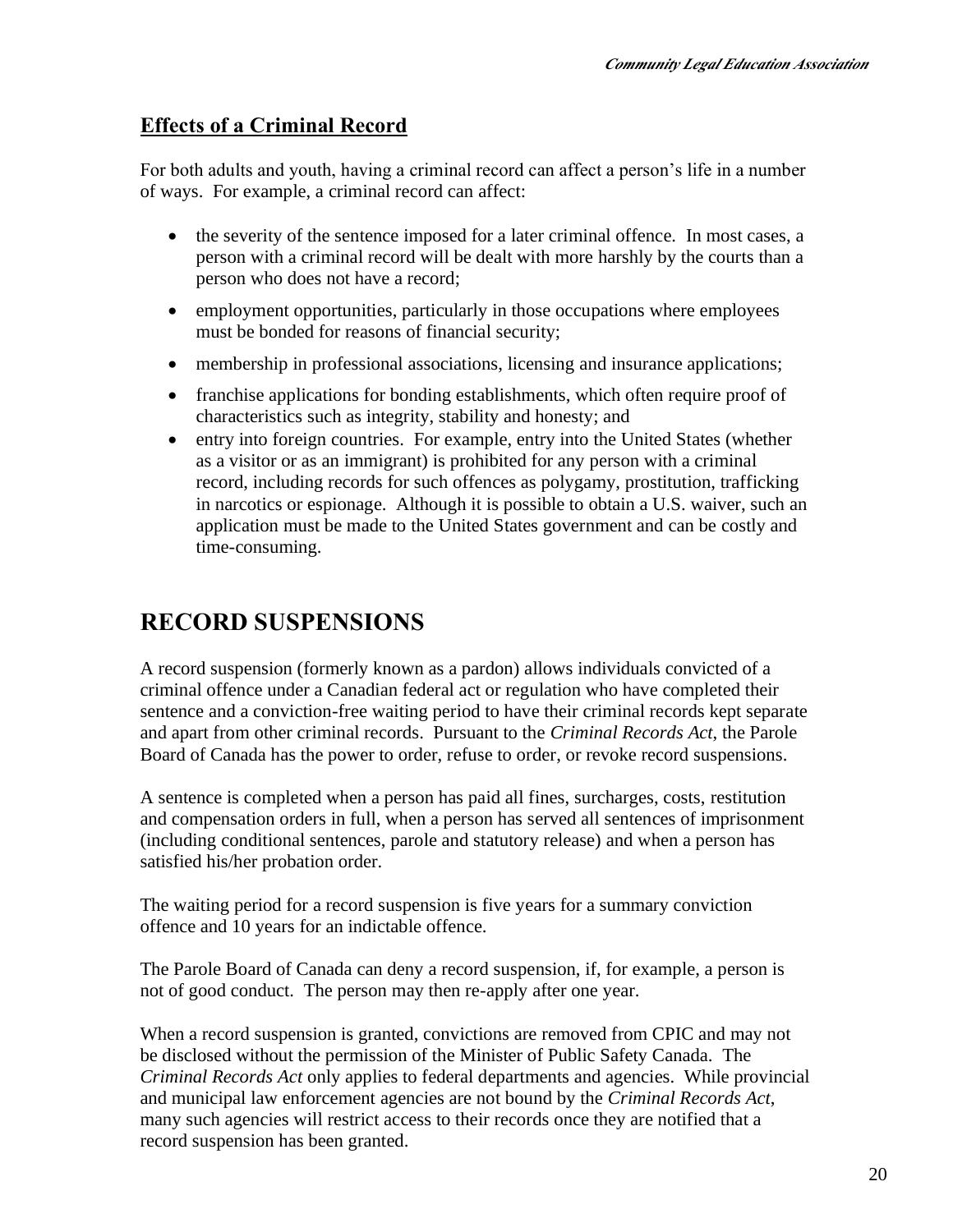## Effects of a Criminal Record

For both adults and youth, having a criminal record can affect a person's life in a number of ways. For example, a criminal record can affect:

- the severity of the sentence imposed for a later criminal offence. In most cases, a person with a criminal record will be dealt with more harshly by the courts than a person who does not have a record;
- employment opportunities, particularly in those occupations where employees must be bonded for reasons of financial security;
- membership in professional associations, licensing and insurance applications;
- franchise applications for bonding establishments, which often require proof of characteristics such as integrity, stability and honesty; and
- entry into foreign countries. For example, entry into the United States (whether as a visitor or as an immigrant) is prohibited for any person with a criminal record, including records for such offences as polygamy, prostitution, trafficking in narcotics or espionage. Although it is possible to obtain a U.S. waiver, such an application must be made to the United States government and can be costly and time-consuming.

# RECORD SUSPENSIONS

A record suspension (formerly known as a pardon) allows individuals convicted of a criminal offence under a Canadian federal act or regulation who have completed their sentence and a conviction-free waiting period to have their criminal records kept separate and apart from other criminal records. Pursuant to the *Criminal Records Act*, the Parole Board of Canada has the power to order, refuse to order, or revoke record suspensions.

A sentence is completed when a person has paid all fines, surcharges, costs, restitution and compensation orders in full, when a person has served all sentences of imprisonment (including conditional sentences, parole and statutory release) and when a person has satisfied his/her probation order.

The waiting period for a record suspension is five years for a summary conviction offence and 10 years for an indictable offence.

The Parole Board of Canada can deny a record suspension, if, for example, a person is not of good conduct. The person may then re-apply after one year.

When a record suspension is granted, convictions are removed from CPIC and may not be disclosed without the permission of the Minister of Public Safety Canada. The *Criminal Records Act* only applies to federal departments and agencies. While provincial and municipal law enforcement agencies are not bound by the *Criminal Records Act*, many such agencies will restrict access to their records once they are notified that a record suspension has been granted.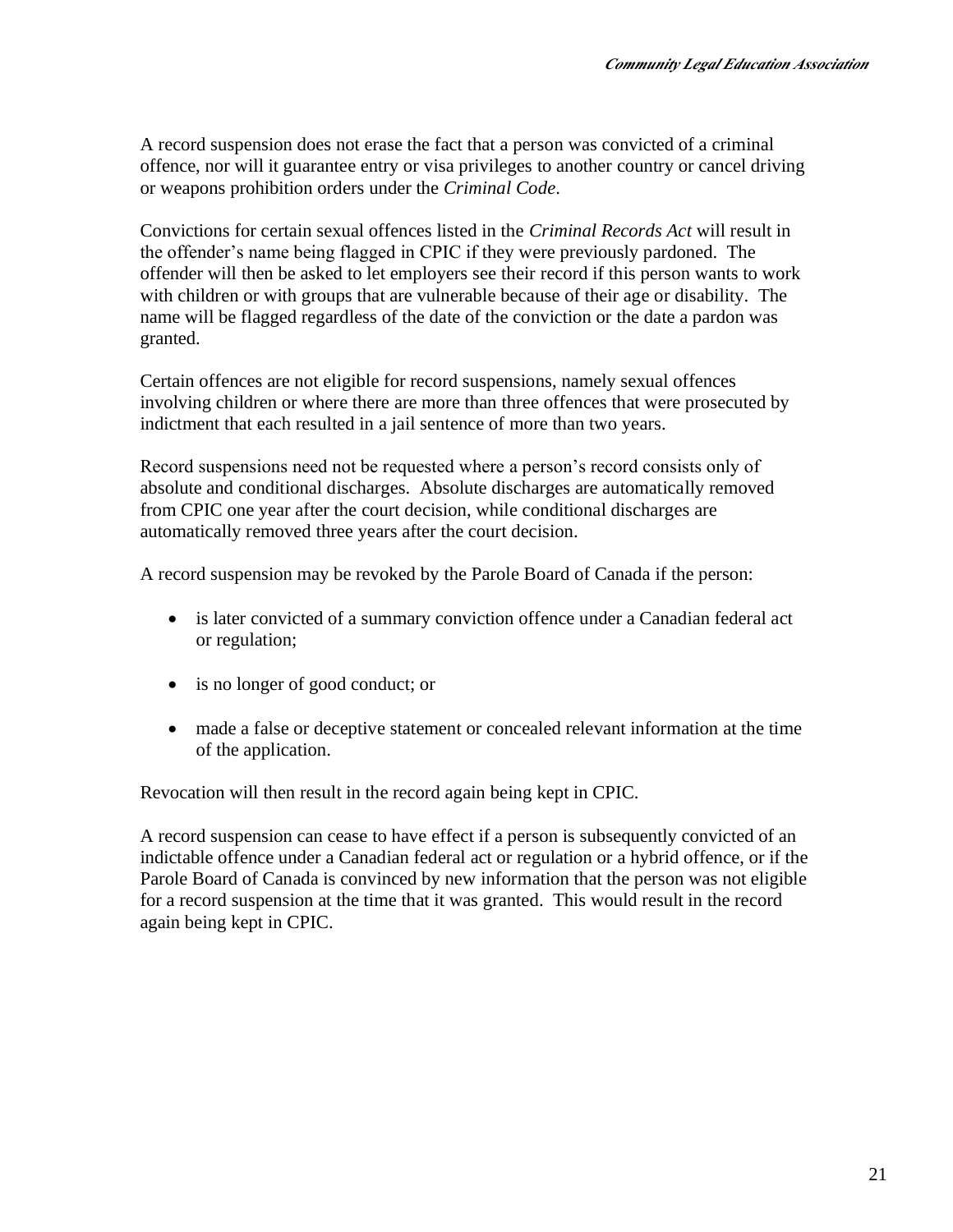A record suspension does not erase the fact that a person was convicted of a criminal offence, nor will it guarantee entry or visa privileges to another country or cancel driving or weapons prohibition orders under the *Criminal Code*.

Convictions for certain sexual offences listed in the *Criminal Records Act* will result in the offender's name being flagged in CPIC if they were previously pardoned. The offender will then be asked to let employers see their record if this person wants to work with children or with groups that are vulnerable because of their age or disability. The name will be flagged regardless of the date of the conviction or the date a pardon was granted.

Certain offences are not eligible for record suspensions, namely sexual offences involving children or where there are more than three offences that were prosecuted by indictment that each resulted in a jail sentence of more than two years.

Record suspensions need not be requested where a person's record consists only of absolute and conditional discharges. Absolute discharges are automatically removed from CPIC one year after the court decision, while conditional discharges are automatically removed three years after the court decision.

A record suspension may be revoked by the Parole Board of Canada if the person:

- is later convicted of a summary conviction offence under a Canadian federal act or regulation;
- is no longer of good conduct; or
- made a false or deceptive statement or concealed relevant information at the time of the application.

Revocation will then result in the record again being kept in CPIC.

A record suspension can cease to have effect if a person is subsequently convicted of an indictable offence under a Canadian federal act or regulation or a hybrid offence, or if the Parole Board of Canada is convinced by new information that the person was not eligible for a record suspension at the time that it was granted. This would result in the record again being kept in CPIC.